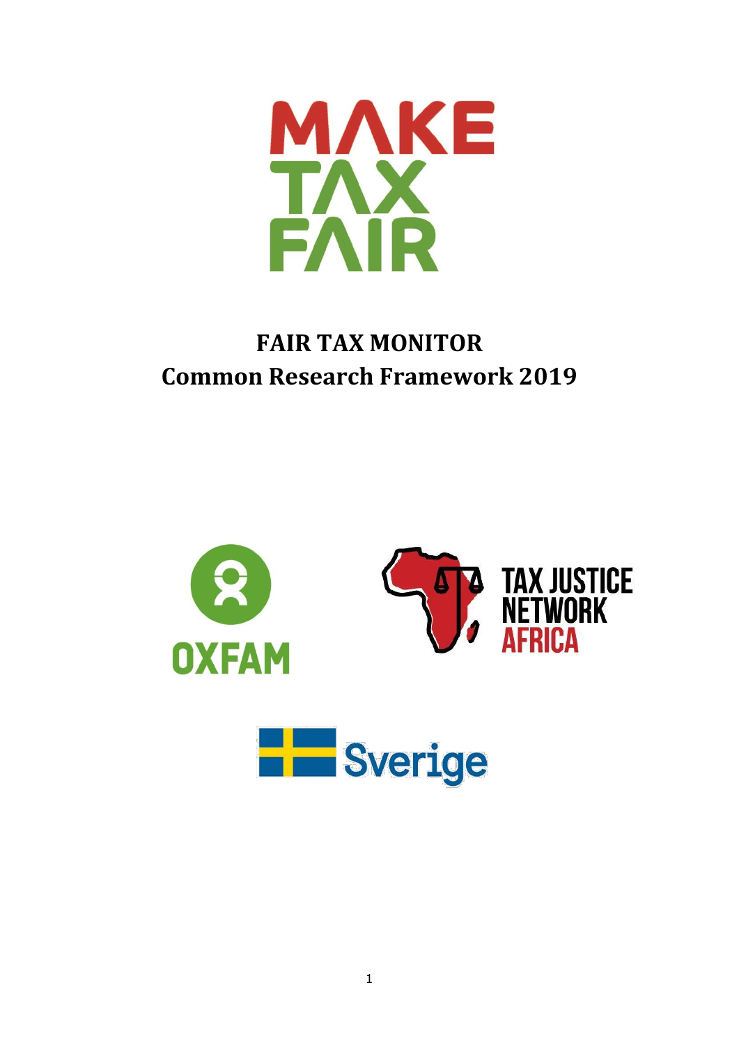MAKE TAX FAIR

# FAIR TAX MONITOR
## Common Research Framework 2019

OXFAM

TAX JUSTICE NETWORK AFRICA

Sverige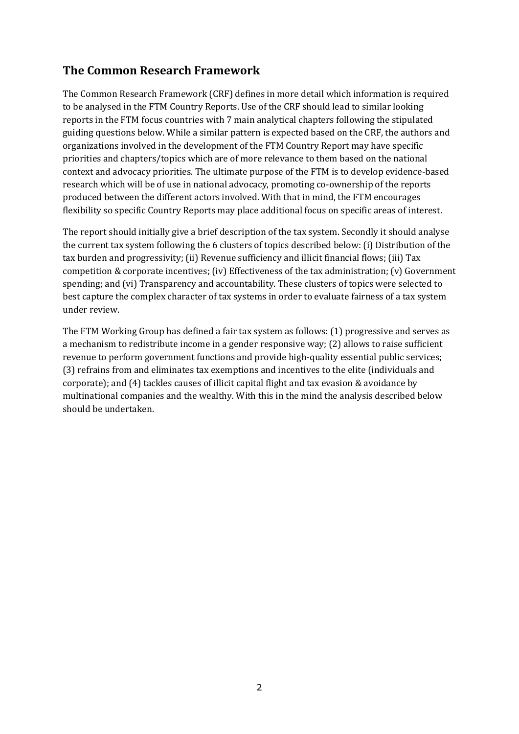## The Common Research Framework

The Common Research Framework (CRF) defines in more detail which information is required to be analysed in the FTM Country Reports. Use of the CRF should lead to similar looking reports in the FTM focus countries with 7 main analytical chapters following the stipulated guiding questions below. While a similar pattern is expected based on the CRF, the authors and organizations involved in the development of the FTM Country Report may have specific priorities and chapters/topics which are of more relevance to them based on the national context and advocacy priorities. The ultimate purpose of the FTM is to develop evidence-based research which will be of use in national advocacy, promoting co-ownership of the reports produced between the different actors involved. With that in mind, the FTM encourages flexibility so specific Country Reports may place additional focus on specific areas of interest.

The report should initially give a brief description of the tax system. Secondly it should analyse the current tax system following the 6 clusters of topics described below: (i) Distribution of the tax burden and progressivity; (ii) Revenue sufficiency and illicit financial flows; (iii) Tax competition & corporate incentives; (iv) Effectiveness of the tax administration; (v) Government spending; and (vi) Transparency and accountability. These clusters of topics were selected to best capture the complex character of tax systems in order to evaluate fairness of a tax system under review.

The FTM Working Group has defined a fair tax system as follows: (1) progressive and serves as a mechanism to redistribute income in a gender responsive way; (2) allows to raise sufficient revenue to perform government functions and provide high-quality essential public services; (3) refrains from and eliminates tax exemptions and incentives to the elite (individuals and corporate); and (4) tackles causes of illicit capital flight and tax evasion & avoidance by multinational companies and the wealthy. With this in the mind the analysis described below should be undertaken.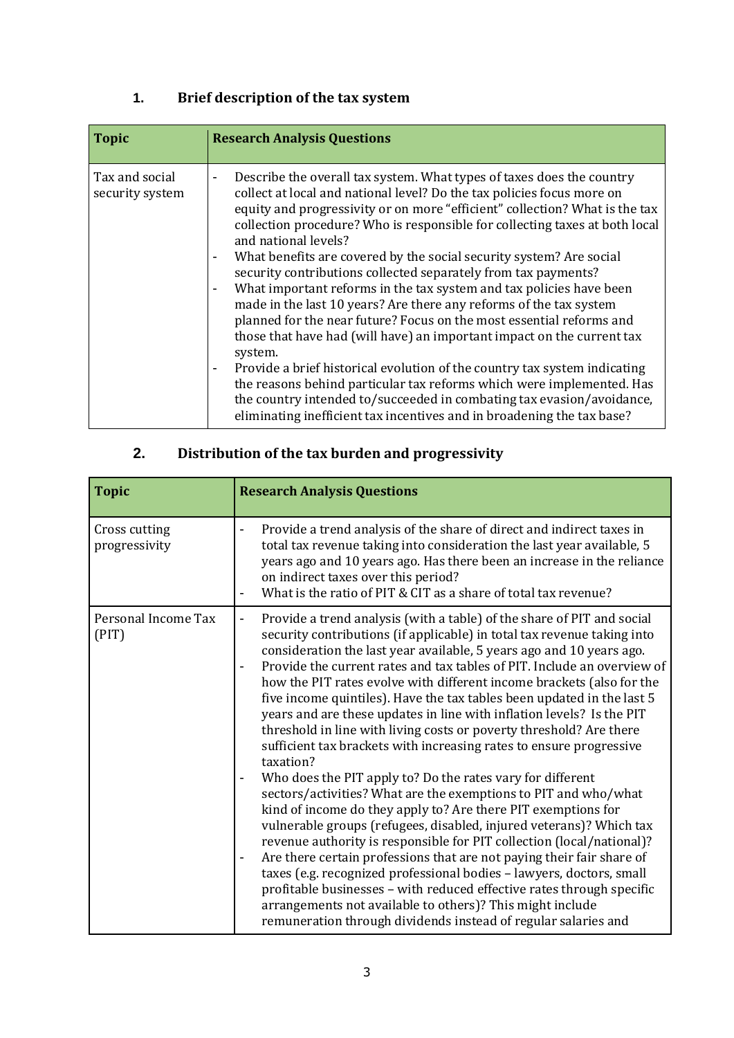## 1. Brief description of the tax system

| Topic | Research Analysis Questions |
|---|---|
| Tax and social security system | - Describe the overall tax system. What types of taxes does the country collect at local and national level? Do the tax policies focus more on equity and progressivity or on more "efficient" collection? What is the tax collection procedure? Who is responsible for collecting taxes at both local and national levels?<br>- What benefits are covered by the social security system? Are social security contributions collected separately from tax payments?<br>- What important reforms in the tax system and tax policies have been made in the last 10 years? Are there any reforms of the tax system planned for the near future? Focus on the most essential reforms and those that have had (will have) an important impact on the current tax system.<br>- Provide a brief historical evolution of the country tax system indicating the reasons behind particular tax reforms which were implemented. Has the country intended to/succeeded in combating tax evasion/avoidance, eliminating inefficient tax incentives and in broadening the tax base? |

## 2. Distribution of the tax burden and progressivity

| Topic | Research Analysis Questions |
|---|---|
| Cross cutting progressivity | - Provide a trend analysis of the share of direct and indirect taxes in total tax revenue taking into consideration the last year available, 5 years ago and 10 years ago. Has there been an increase in the reliance on indirect taxes over this period?<br>- What is the ratio of PIT & CIT as a share of total tax revenue? |
| Personal Income Tax (PIT) | - Provide a trend analysis (with a table) of the share of PIT and social security contributions (if applicable) in total tax revenue taking into consideration the last year available, 5 years ago and 10 years ago.<br>- Provide the current rates and tax tables of PIT. Include an overview of how the PIT rates evolve with different income brackets (also for the five income quintiles). Have the tax tables been updated in the last 5 years and are these updates in line with inflation levels? Is the PIT threshold in line with living costs or poverty threshold? Are there sufficient tax brackets with increasing rates to ensure progressive taxation?<br>- Who does the PIT apply to? Do the rates vary for different sectors/activities? What are the exemptions to PIT and who/what kind of income do they apply to? Are there PIT exemptions for vulnerable groups (refugees, disabled, injured veterans)? Which tax revenue authority is responsible for PIT collection (local/national)?<br>- Are there certain professions that are not paying their fair share of taxes (e.g. recognized professional bodies – lawyers, doctors, small profitable businesses – with reduced effective rates through specific arrangements not available to others)? This might include remuneration through dividends instead of regular salaries and |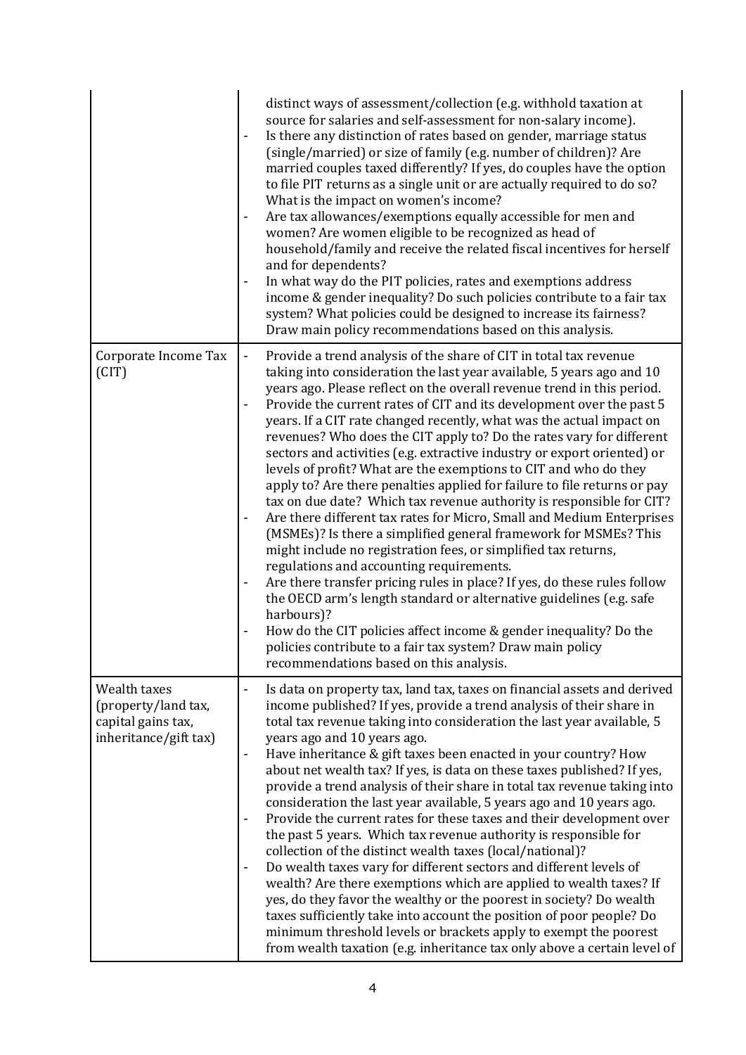| | |
|---|---|
| | distinct ways of assessment/collection (e.g. withhold taxation at source for salaries and self-assessment for non-salary income).<br>- Is there any distinction of rates based on gender, marriage status (single/married) or size of family (e.g. number of children)? Are married couples taxed differently? If yes, do couples have the option to file PIT returns as a single unit or are actually required to do so? What is the impact on women's income?<br>- Are tax allowances/exemptions equally accessible for men and women? Are women eligible to be recognized as head of household/family and receive the related fiscal incentives for herself and for dependents?<br>- In what way do the PIT policies, rates and exemptions address income & gender inequality? Do such policies contribute to a fair tax system? What policies could be designed to increase its fairness? Draw main policy recommendations based on this analysis. |
| Corporate Income Tax (CIT) | - Provide a trend analysis of the share of CIT in total tax revenue taking into consideration the last year available, 5 years ago and 10 years ago. Please reflect on the overall revenue trend in this period.<br>- Provide the current rates of CIT and its development over the past 5 years. If a CIT rate changed recently, what was the actual impact on revenues? Who does the CIT apply to? Do the rates vary for different sectors and activities (e.g. extractive industry or export oriented) or levels of profit? What are the exemptions to CIT and who do they apply to? Are there penalties applied for failure to file returns or pay tax on due date? Which tax revenue authority is responsible for CIT?<br>- Are there different tax rates for Micro, Small and Medium Enterprises (MSMEs)? Is there a simplified general framework for MSMEs? This might include no registration fees, or simplified tax returns, regulations and accounting requirements.<br>- Are there transfer pricing rules in place? If yes, do these rules follow the OECD arm's length standard or alternative guidelines (e.g. safe harbours)?<br>- How do the CIT policies affect income & gender inequality? Do the policies contribute to a fair tax system? Draw main policy recommendations based on this analysis. |
| Wealth taxes (property/land tax, capital gains tax, inheritance/gift tax) | - Is data on property tax, land tax, taxes on financial assets and derived income published? If yes, provide a trend analysis of their share in total tax revenue taking into consideration the last year available, 5 years ago and 10 years ago.<br>- Have inheritance & gift taxes been enacted in your country? How about net wealth tax? If yes, is data on these taxes published? If yes, provide a trend analysis of their share in total tax revenue taking into consideration the last year available, 5 years ago and 10 years ago.<br>- Provide the current rates for these taxes and their development over the past 5 years. Which tax revenue authority is responsible for collection of the distinct wealth taxes (local/national)?<br>- Do wealth taxes vary for different sectors and different levels of wealth? Are there exemptions which are applied to wealth taxes? If yes, do they favor the wealthy or the poorest in society? Do wealth taxes sufficiently take into account the position of poor people? Do minimum threshold levels or brackets apply to exempt the poorest from wealth taxation (e.g. inheritance tax only above a certain level of |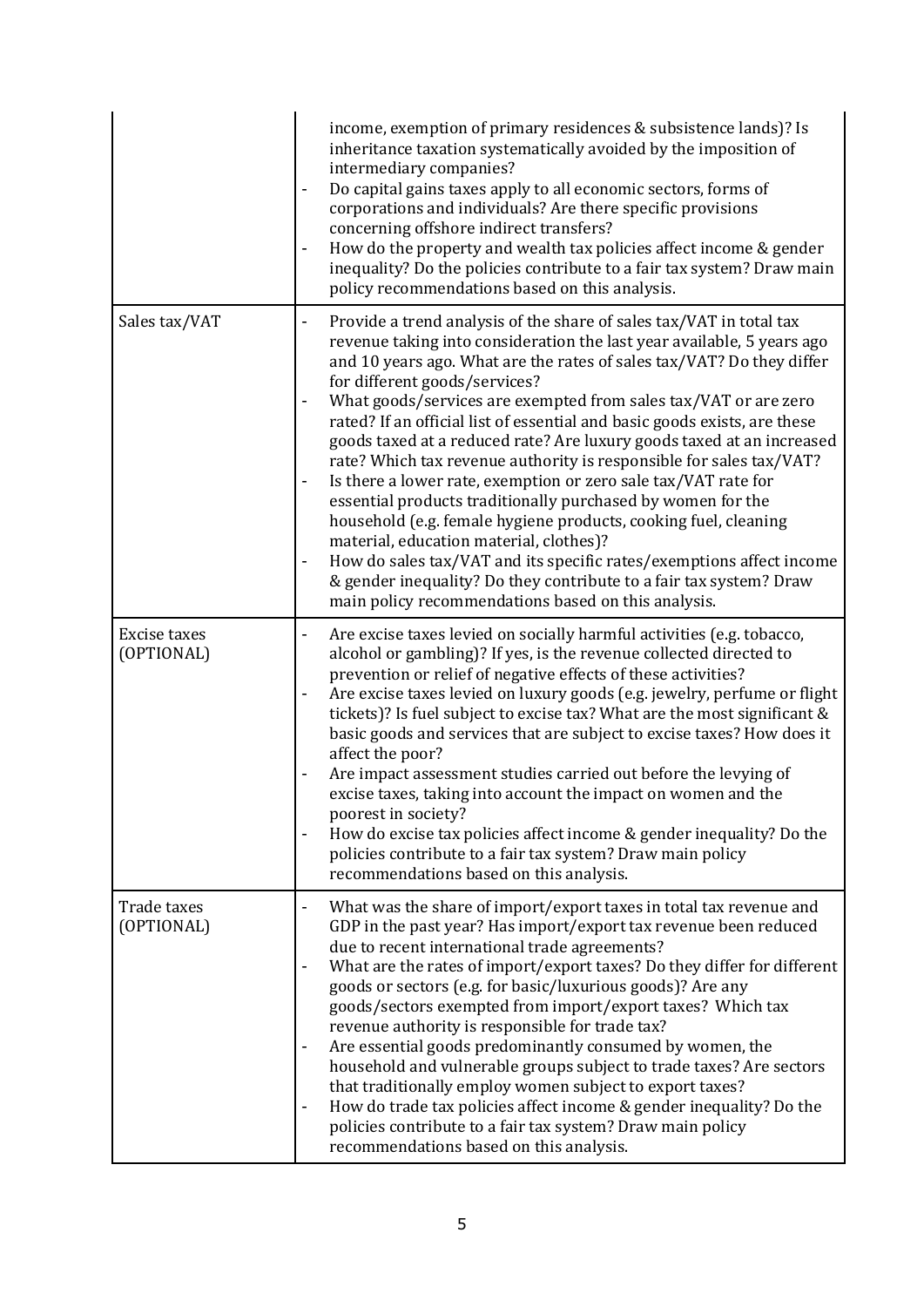| | |
|---|---|
| | income, exemption of primary residences & subsistence lands)? Is inheritance taxation systematically avoided by the imposition of intermediary companies?<br>- Do capital gains taxes apply to all economic sectors, forms of corporations and individuals? Are there specific provisions concerning offshore indirect transfers?<br>- How do the property and wealth tax policies affect income & gender inequality? Do the policies contribute to a fair tax system? Draw main policy recommendations based on this analysis. |
| Sales tax/VAT | - Provide a trend analysis of the share of sales tax/VAT in total tax revenue taking into consideration the last year available, 5 years ago and 10 years ago. What are the rates of sales tax/VAT? Do they differ for different goods/services?<br>- What goods/services are exempted from sales tax/VAT or are zero rated? If an official list of essential and basic goods exists, are these goods taxed at a reduced rate? Are luxury goods taxed at an increased rate? Which tax revenue authority is responsible for sales tax/VAT?<br>- Is there a lower rate, exemption or zero sale tax/VAT rate for essential products traditionally purchased by women for the household (e.g. female hygiene products, cooking fuel, cleaning material, education material, clothes)?<br>- How do sales tax/VAT and its specific rates/exemptions affect income & gender inequality? Do they contribute to a fair tax system? Draw main policy recommendations based on this analysis. |
| Excise taxes (OPTIONAL) | - Are excise taxes levied on socially harmful activities (e.g. tobacco, alcohol or gambling)? If yes, is the revenue collected directed to prevention or relief of negative effects of these activities?<br>- Are excise taxes levied on luxury goods (e.g. jewelry, perfume or flight tickets)? Is fuel subject to excise tax? What are the most significant & basic goods and services that are subject to excise taxes? How does it affect the poor?<br>- Are impact assessment studies carried out before the levying of excise taxes, taking into account the impact on women and the poorest in society?<br>- How do excise tax policies affect income & gender inequality? Do the policies contribute to a fair tax system? Draw main policy recommendations based on this analysis. |
| Trade taxes (OPTIONAL) | - What was the share of import/export taxes in total tax revenue and GDP in the past year? Has import/export tax revenue been reduced due to recent international trade agreements?<br>- What are the rates of import/export taxes? Do they differ for different goods or sectors (e.g. for basic/luxurious goods)? Are any goods/sectors exempted from import/export taxes? Which tax revenue authority is responsible for trade tax?<br>- Are essential goods predominantly consumed by women, the household and vulnerable groups subject to trade taxes? Are sectors that traditionally employ women subject to export taxes?<br>- How do trade tax policies affect income & gender inequality? Do the policies contribute to a fair tax system? Draw main policy recommendations based on this analysis. |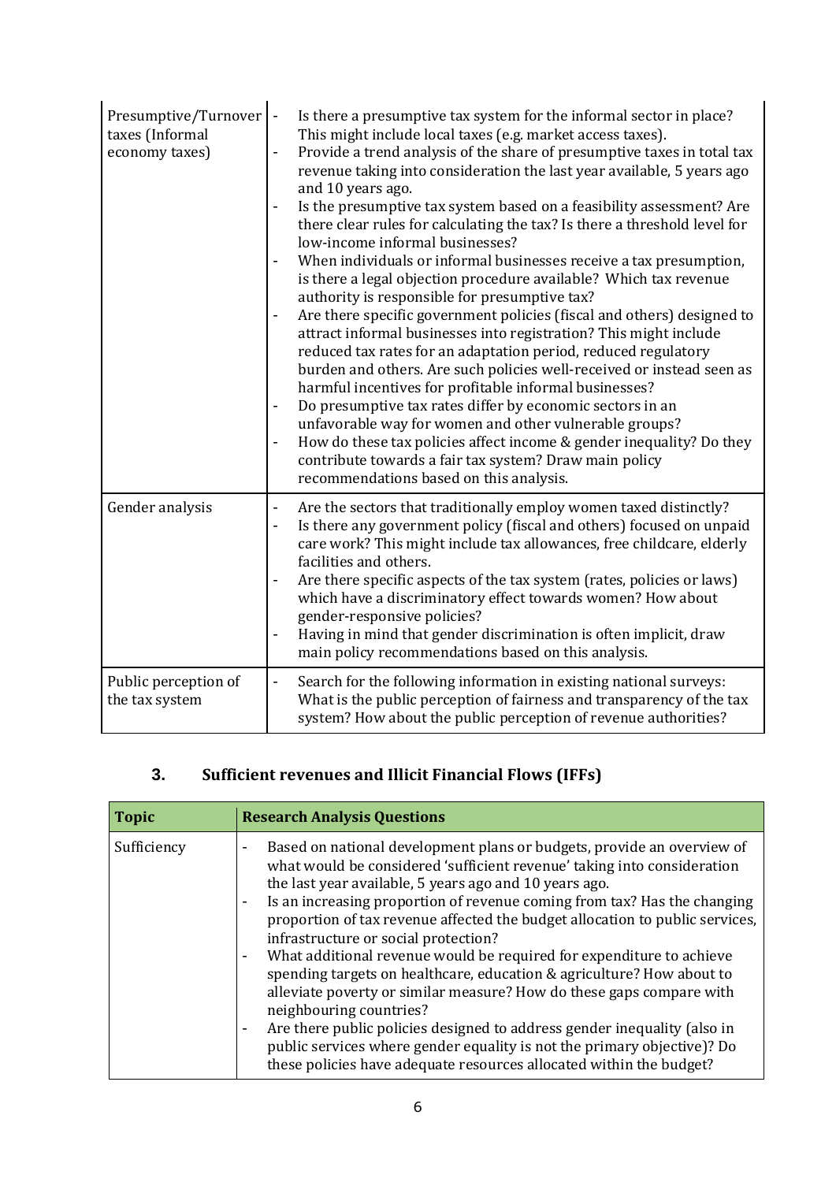| | |
|---|---|
| Presumptive/Turnover taxes (Informal economy taxes) | - Is there a presumptive tax system for the informal sector in place? This might include local taxes (e.g. market access taxes).<br>- Provide a trend analysis of the share of presumptive taxes in total tax revenue taking into consideration the last year available, 5 years ago and 10 years ago.<br>- Is the presumptive tax system based on a feasibility assessment? Are there clear rules for calculating the tax? Is there a threshold level for low-income informal businesses?<br>- When individuals or informal businesses receive a tax presumption, is there a legal objection procedure available? Which tax revenue authority is responsible for presumptive tax?<br>- Are there specific government policies (fiscal and others) designed to attract informal businesses into registration? This might include reduced tax rates for an adaptation period, reduced regulatory burden and others. Are such policies well-received or instead seen as harmful incentives for profitable informal businesses?<br>- Do presumptive tax rates differ by economic sectors in an unfavorable way for women and other vulnerable groups?<br>- How do these tax policies affect income & gender inequality? Do they contribute towards a fair tax system? Draw main policy recommendations based on this analysis. |
| Gender analysis | - Are the sectors that traditionally employ women taxed distinctly?<br>- Is there any government policy (fiscal and others) focused on unpaid care work? This might include tax allowances, free childcare, elderly facilities and others.<br>- Are there specific aspects of the tax system (rates, policies or laws) which have a discriminatory effect towards women? How about gender-responsive policies?<br>- Having in mind that gender discrimination is often implicit, draw main policy recommendations based on this analysis. |
| Public perception of the tax system | - Search for the following information in existing national surveys: What is the public perception of fairness and transparency of the tax system? How about the public perception of revenue authorities? |

## 3. Sufficient revenues and Illicit Financial Flows (IFFs)

| Topic | Research Analysis Questions |
|---|---|
| Sufficiency | - Based on national development plans or budgets, provide an overview of what would be considered 'sufficient revenue' taking into consideration the last year available, 5 years ago and 10 years ago.<br>- Is an increasing proportion of revenue coming from tax? Has the changing proportion of tax revenue affected the budget allocation to public services, infrastructure or social protection?<br>- What additional revenue would be required for expenditure to achieve spending targets on healthcare, education & agriculture? How about to alleviate poverty or similar measure? How do these gaps compare with neighbouring countries?<br>- Are there public policies designed to address gender inequality (also in public services where gender equality is not the primary objective)? Do these policies have adequate resources allocated within the budget? |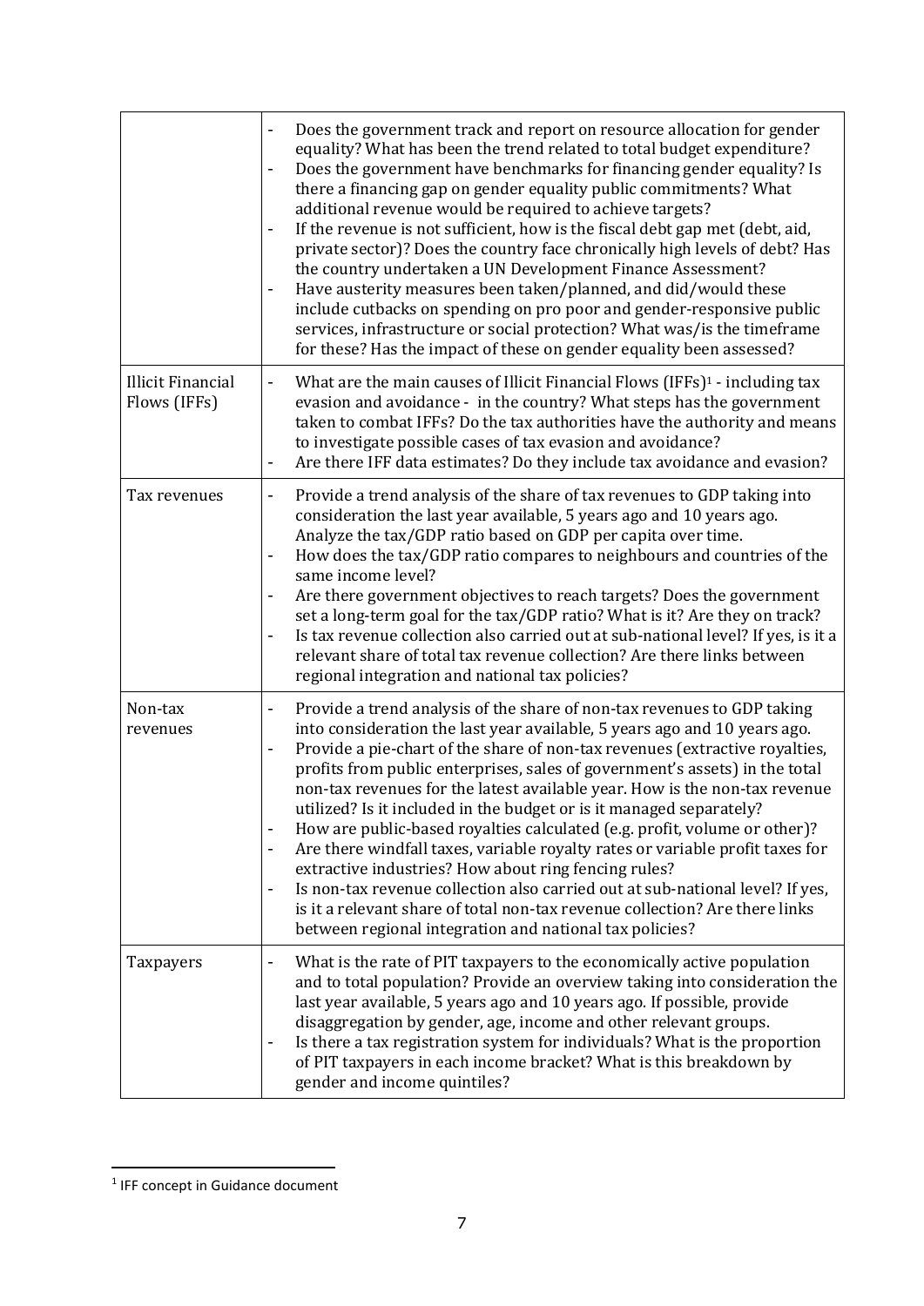| | |
|---|---|
| | - Does the government track and report on resource allocation for gender equality? What has been the trend related to total budget expenditure?<br>- Does the government have benchmarks for financing gender equality? Is there a financing gap on gender equality public commitments? What additional revenue would be required to achieve targets?<br>- If the revenue is not sufficient, how is the fiscal debt gap met (debt, aid, private sector)? Does the country face chronically high levels of debt? Has the country undertaken a UN Development Finance Assessment?<br>- Have austerity measures been taken/planned, and did/would these include cutbacks on spending on pro poor and gender-responsive public services, infrastructure or social protection? What was/is the timeframe for these? Has the impact of these on gender equality been assessed? |
| Illicit Financial Flows (IFFs) | - What are the main causes of Illicit Financial Flows (IFFs)[1] - including tax evasion and avoidance - in the country? What steps has the government taken to combat IFFs? Do the tax authorities have the authority and means to investigate possible cases of tax evasion and avoidance?<br>- Are there IFF data estimates? Do they include tax avoidance and evasion? |
| Tax revenues | - Provide a trend analysis of the share of tax revenues to GDP taking into consideration the last year available, 5 years ago and 10 years ago. Analyze the tax/GDP ratio based on GDP per capita over time.<br>- How does the tax/GDP ratio compares to neighbours and countries of the same income level?<br>- Are there government objectives to reach targets? Does the government set a long-term goal for the tax/GDP ratio? What is it? Are they on track?<br>- Is tax revenue collection also carried out at sub-national level? If yes, is it a relevant share of total tax revenue collection? Are there links between regional integration and national tax policies? |
| Non-tax revenues | - Provide a trend analysis of the share of non-tax revenues to GDP taking into consideration the last year available, 5 years ago and 10 years ago.<br>- Provide a pie-chart of the share of non-tax revenues (extractive royalties, profits from public enterprises, sales of government's assets) in the total non-tax revenues for the latest available year. How is the non-tax revenue utilized? Is it included in the budget or is it managed separately?<br>- How are public-based royalties calculated (e.g. profit, volume or other)?<br>- Are there windfall taxes, variable royalty rates or variable profit taxes for extractive industries? How about ring fencing rules?<br>- Is non-tax revenue collection also carried out at sub-national level? If yes, is it a relevant share of total non-tax revenue collection? Are there links between regional integration and national tax policies? |
| Taxpayers | - What is the rate of PIT taxpayers to the economically active population and to total population? Provide an overview taking into consideration the last year available, 5 years ago and 10 years ago. If possible, provide disaggregation by gender, age, income and other relevant groups.<br>- Is there a tax registration system for individuals? What is the proportion of PIT taxpayers in each income bracket? What is this breakdown by gender and income quintiles? |

[1] IFF concept in Guidance document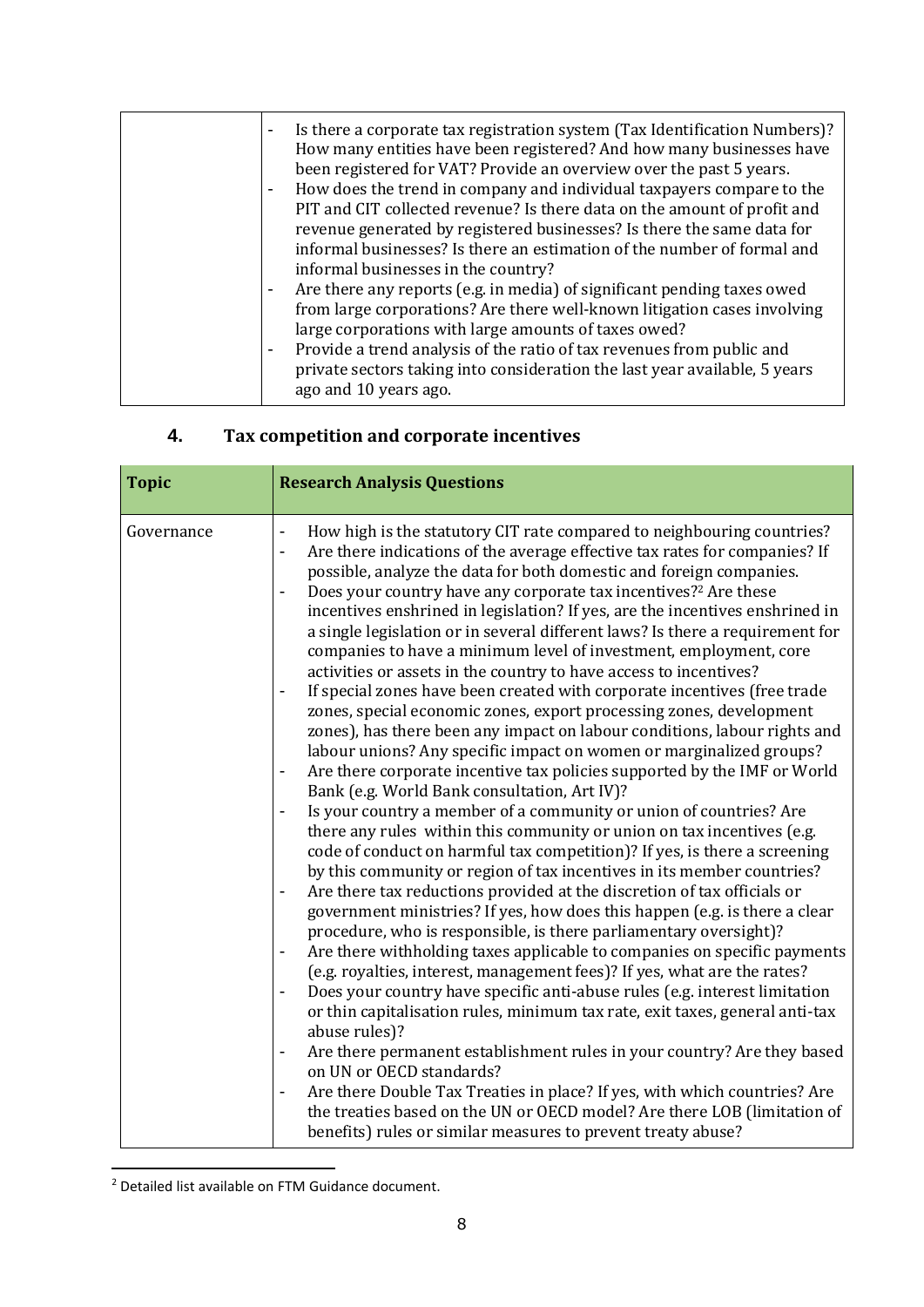| | |
|---|---|
| | - Is there a corporate tax registration system (Tax Identification Numbers)? How many entities have been registered? And how many businesses have been registered for VAT? Provide an overview over the past 5 years.<br>- How does the trend in company and individual taxpayers compare to the PIT and CIT collected revenue? Is there data on the amount of profit and revenue generated by registered businesses? Is there the same data for informal businesses? Is there an estimation of the number of formal and informal businesses in the country?<br>- Are there any reports (e.g. in media) of significant pending taxes owed from large corporations? Are there well-known litigation cases involving large corporations with large amounts of taxes owed?<br>- Provide a trend analysis of the ratio of tax revenues from public and private sectors taking into consideration the last year available, 5 years ago and 10 years ago. |

## 4. Tax competition and corporate incentives

| Topic | Research Analysis Questions |
|---|---|
| Governance | - How high is the statutory CIT rate compared to neighbouring countries?<br>- Are there indications of the average effective tax rates for companies? If possible, analyze the data for both domestic and foreign companies.<br>- Does your country have any corporate tax incentives?[2] Are these incentives enshrined in legislation? If yes, are the incentives enshrined in a single legislation or in several different laws? Is there a requirement for companies to have a minimum level of investment, employment, core activities or assets in the country to have access to incentives?<br>- If special zones have been created with corporate incentives (free trade zones, special economic zones, export processing zones, development zones), has there been any impact on labour conditions, labour rights and labour unions? Any specific impact on women or marginalized groups?<br>- Are there corporate incentive tax policies supported by the IMF or World Bank (e.g. World Bank consultation, Art IV)?<br>- Is your country a member of a community or union of countries? Are there any rules within this community or union on tax incentives (e.g. code of conduct on harmful tax competition)? If yes, is there a screening by this community or region of tax incentives in its member countries?<br>- Are there tax reductions provided at the discretion of tax officials or government ministries? If yes, how does this happen (e.g. is there a clear procedure, who is responsible, is there parliamentary oversight)?<br>- Are there withholding taxes applicable to companies on specific payments (e.g. royalties, interest, management fees)? If yes, what are the rates?<br>- Does your country have specific anti-abuse rules (e.g. interest limitation or thin capitalisation rules, minimum tax rate, exit taxes, general anti-tax abuse rules)?<br>- Are there permanent establishment rules in your country? Are they based on UN or OECD standards?<br>- Are there Double Tax Treaties in place? If yes, with which countries? Are the treaties based on the UN or OECD model? Are there LOB (limitation of benefits) rules or similar measures to prevent treaty abuse? |

[2] Detailed list available on FTM Guidance document.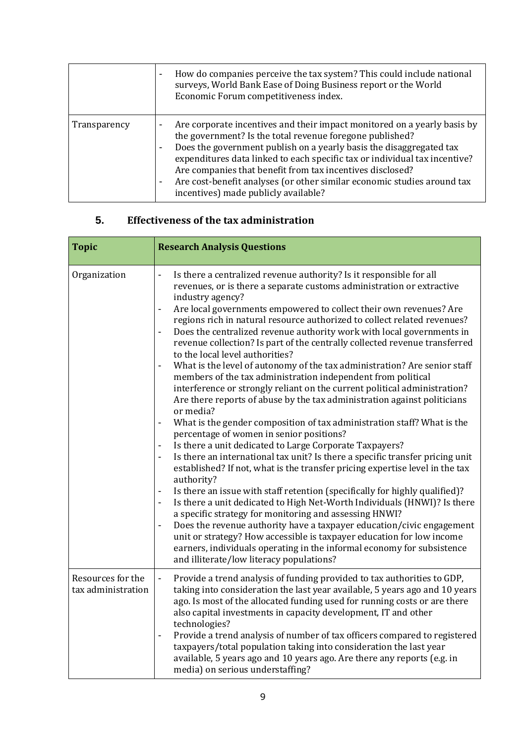| | |
|---|---|
| | - How do companies perceive the tax system? This could include national surveys, World Bank Ease of Doing Business report or the World Economic Forum competitiveness index. |
| Transparency | - Are corporate incentives and their impact monitored on a yearly basis by the government? Is the total revenue foregone published?<br>- Does the government publish on a yearly basis the disaggregated tax expenditures data linked to each specific tax or individual tax incentive? Are companies that benefit from tax incentives disclosed?<br>- Are cost-benefit analyses (or other similar economic studies around tax incentives) made publicly available? |

## 5. Effectiveness of the tax administration

| **Topic** | **Research Analysis Questions** |
|---|---|
| Organization | - Is there a centralized revenue authority? Is it responsible for all revenues, or is there a separate customs administration or extractive industry agency?<br>- Are local governments empowered to collect their own revenues? Are regions rich in natural resource authorized to collect related revenues?<br>- Does the centralized revenue authority work with local governments in revenue collection? Is part of the centrally collected revenue transferred to the local level authorities?<br>- What is the level of autonomy of the tax administration? Are senior staff members of the tax administration independent from political interference or strongly reliant on the current political administration? Are there reports of abuse by the tax administration against politicians or media?<br>- What is the gender composition of tax administration staff? What is the percentage of women in senior positions?<br>- Is there a unit dedicated to Large Corporate Taxpayers?<br>- Is there an international tax unit? Is there a specific transfer pricing unit established? If not, what is the transfer pricing expertise level in the tax authority?<br>- Is there an issue with staff retention (specifically for highly qualified)?<br>- Is there a unit dedicated to High Net-Worth Individuals (HNWI)? Is there a specific strategy for monitoring and assessing HNWI?<br>- Does the revenue authority have a taxpayer education/civic engagement unit or strategy? How accessible is taxpayer education for low income earners, individuals operating in the informal economy for subsistence and illiterate/low literacy populations? |
| Resources for the tax administration | - Provide a trend analysis of funding provided to tax authorities to GDP, taking into consideration the last year available, 5 years ago and 10 years ago. Is most of the allocated funding used for running costs or are there also capital investments in capacity development, IT and other technologies?<br>- Provide a trend analysis of number of tax officers compared to registered taxpayers/total population taking into consideration the last year available, 5 years ago and 10 years ago. Are there any reports (e.g. in media) on serious understaffing? |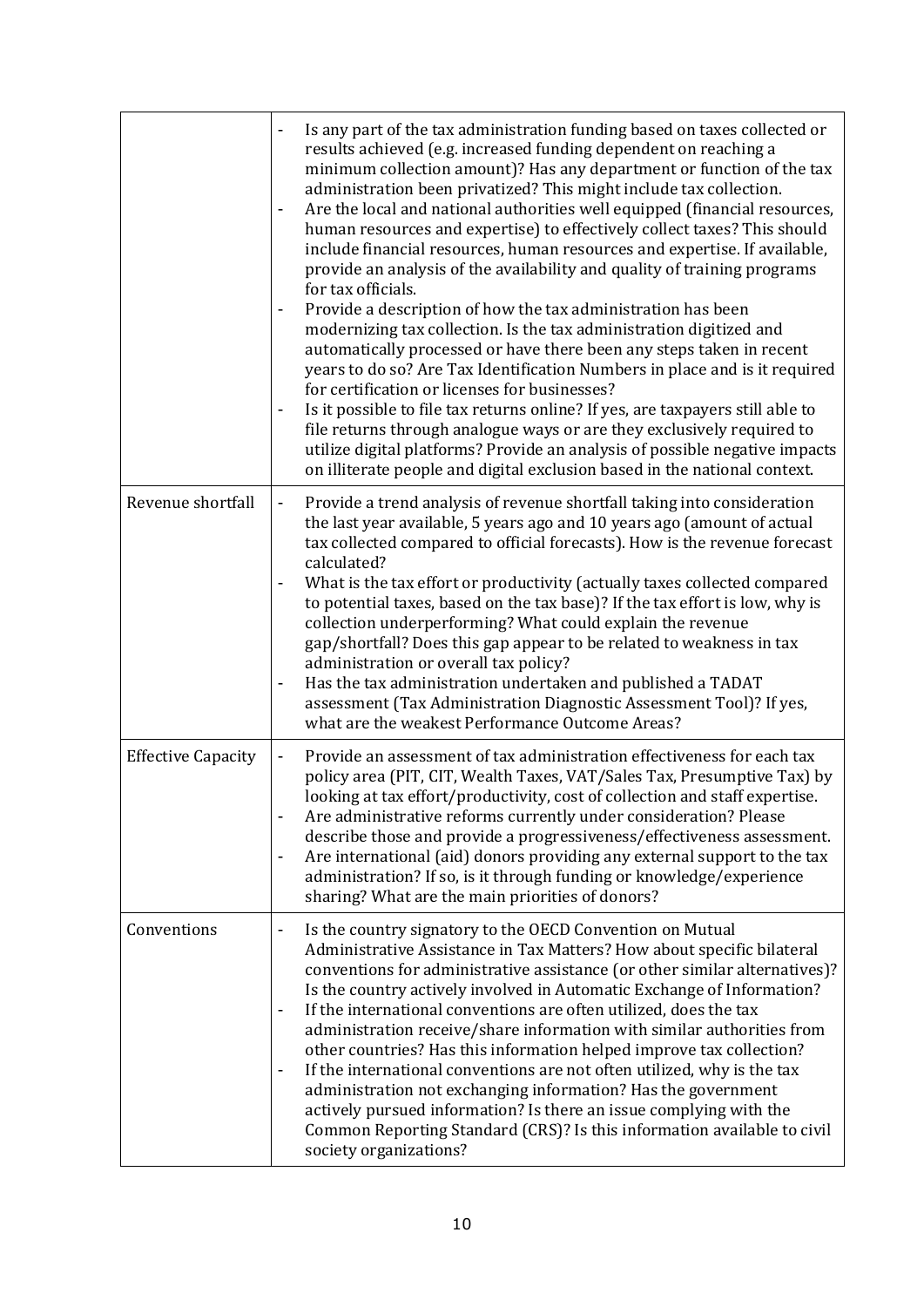| | |
|---|---|
| | - Is any part of the tax administration funding based on taxes collected or results achieved (e.g. increased funding dependent on reaching a minimum collection amount)? Has any department or function of the tax administration been privatized? This might include tax collection.<br>- Are the local and national authorities well equipped (financial resources, human resources and expertise) to effectively collect taxes? This should include financial resources, human resources and expertise. If available, provide an analysis of the availability and quality of training programs for tax officials.<br>- Provide a description of how the tax administration has been modernizing tax collection. Is the tax administration digitized and automatically processed or have there been any steps taken in recent years to do so? Are Tax Identification Numbers in place and is it required for certification or licenses for businesses?<br>- Is it possible to file tax returns online? If yes, are taxpayers still able to file returns through analogue ways or are they exclusively required to utilize digital platforms? Provide an analysis of possible negative impacts on illiterate people and digital exclusion based in the national context. |
| Revenue shortfall | - Provide a trend analysis of revenue shortfall taking into consideration the last year available, 5 years ago and 10 years ago (amount of actual tax collected compared to official forecasts). How is the revenue forecast calculated?<br>- What is the tax effort or productivity (actually taxes collected compared to potential taxes, based on the tax base)? If the tax effort is low, why is collection underperforming? What could explain the revenue gap/shortfall? Does this gap appear to be related to weakness in tax administration or overall tax policy?<br>- Has the tax administration undertaken and published a TADAT assessment (Tax Administration Diagnostic Assessment Tool)? If yes, what are the weakest Performance Outcome Areas? |
| Effective Capacity | - Provide an assessment of tax administration effectiveness for each tax policy area (PIT, CIT, Wealth Taxes, VAT/Sales Tax, Presumptive Tax) by looking at tax effort/productivity, cost of collection and staff expertise.<br>- Are administrative reforms currently under consideration? Please describe those and provide a progressiveness/effectiveness assessment.<br>- Are international (aid) donors providing any external support to the tax administration? If so, is it through funding or knowledge/experience sharing? What are the main priorities of donors? |
| Conventions | - Is the country signatory to the OECD Convention on Mutual Administrative Assistance in Tax Matters? How about specific bilateral conventions for administrative assistance (or other similar alternatives)? Is the country actively involved in Automatic Exchange of Information?<br>- If the international conventions are often utilized, does the tax administration receive/share information with similar authorities from other countries? Has this information helped improve tax collection?<br>- If the international conventions are not often utilized, why is the tax administration not exchanging information? Has the government actively pursued information? Is there an issue complying with the Common Reporting Standard (CRS)? Is this information available to civil society organizations? |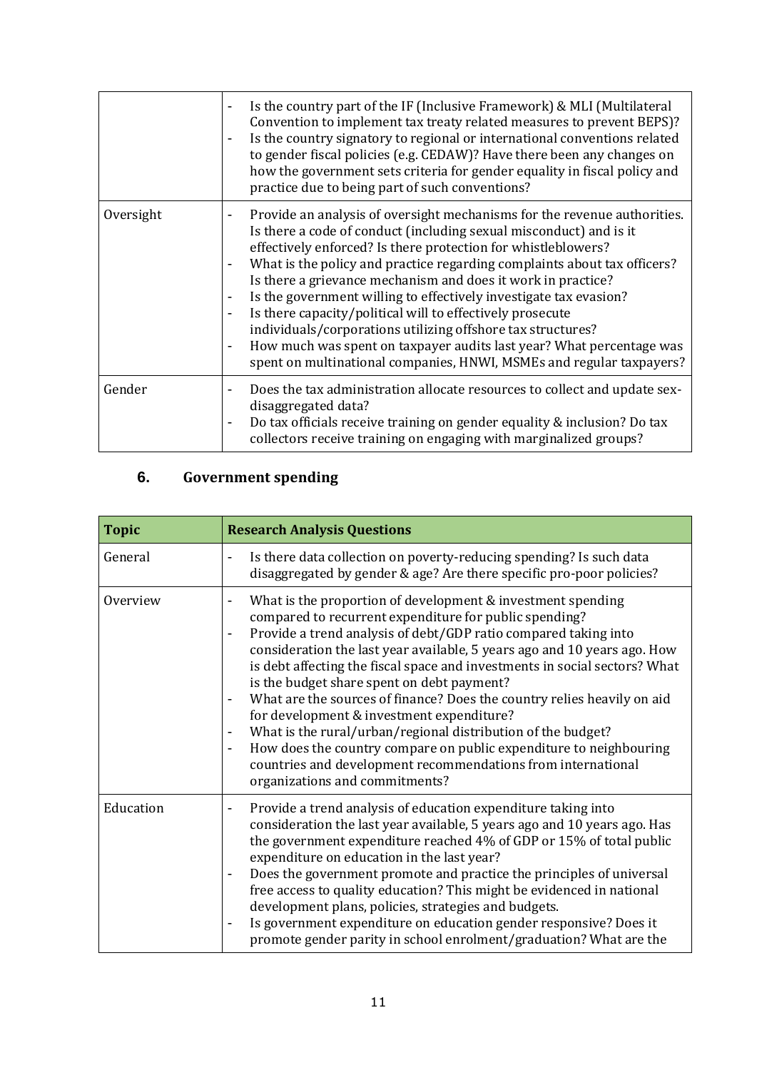| | |
|---|---|
| | - Is the country part of the IF (Inclusive Framework) & MLI (Multilateral Convention to implement tax treaty related measures to prevent BEPS)?<br>- Is the country signatory to regional or international conventions related to gender fiscal policies (e.g. CEDAW)? Have there been any changes on how the government sets criteria for gender equality in fiscal policy and practice due to being part of such conventions? |
| Oversight | - Provide an analysis of oversight mechanisms for the revenue authorities. Is there a code of conduct (including sexual misconduct) and is it effectively enforced? Is there protection for whistleblowers?<br>- What is the policy and practice regarding complaints about tax officers? Is there a grievance mechanism and does it work in practice?<br>- Is the government willing to effectively investigate tax evasion?<br>- Is there capacity/political will to effectively prosecute individuals/corporations utilizing offshore tax structures?<br>- How much was spent on taxpayer audits last year? What percentage was spent on multinational companies, HNWI, MSMEs and regular taxpayers? |
| Gender | - Does the tax administration allocate resources to collect and update sex-disaggregated data?<br>- Do tax officials receive training on gender equality & inclusion? Do tax collectors receive training on engaging with marginalized groups? |

## 6. Government spending

| Topic | Research Analysis Questions |
|---|---|
| General | - Is there data collection on poverty-reducing spending? Is such data disaggregated by gender & age? Are there specific pro-poor policies? |
| Overview | - What is the proportion of development & investment spending compared to recurrent expenditure for public spending?<br>- Provide a trend analysis of debt/GDP ratio compared taking into consideration the last year available, 5 years ago and 10 years ago. How is debt affecting the fiscal space and investments in social sectors? What is the budget share spent on debt payment?<br>- What are the sources of finance? Does the country relies heavily on aid for development & investment expenditure?<br>- What is the rural/urban/regional distribution of the budget?<br>- How does the country compare on public expenditure to neighbouring countries and development recommendations from international organizations and commitments? |
| Education | - Provide a trend analysis of education expenditure taking into consideration the last year available, 5 years ago and 10 years ago. Has the government expenditure reached 4% of GDP or 15% of total public expenditure on education in the last year?<br>- Does the government promote and practice the principles of universal free access to quality education? This might be evidenced in national development plans, policies, strategies and budgets.<br>- Is government expenditure on education gender responsive? Does it promote gender parity in school enrolment/graduation? What are the |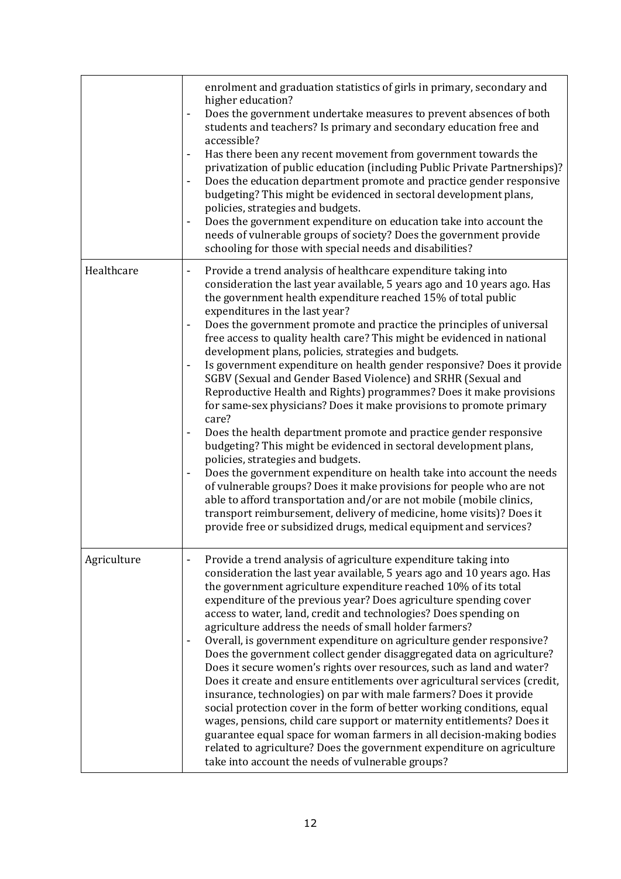| | |
|---|---|
| | enrolment and graduation statistics of girls in primary, secondary and higher education?<br>- Does the government undertake measures to prevent absences of both students and teachers? Is primary and secondary education free and accessible?<br>- Has there been any recent movement from government towards the privatization of public education (including Public Private Partnerships)?<br>- Does the education department promote and practice gender responsive budgeting? This might be evidenced in sectoral development plans, policies, strategies and budgets.<br>- Does the government expenditure on education take into account the needs of vulnerable groups of society? Does the government provide schooling for those with special needs and disabilities? |
| Healthcare | - Provide a trend analysis of healthcare expenditure taking into consideration the last year available, 5 years ago and 10 years ago. Has the government health expenditure reached 15% of total public expenditures in the last year?<br>- Does the government promote and practice the principles of universal free access to quality health care? This might be evidenced in national development plans, policies, strategies and budgets.<br>- Is government expenditure on health gender responsive? Does it provide SGBV (Sexual and Gender Based Violence) and SRHR (Sexual and Reproductive Health and Rights) programmes? Does it make provisions for same-sex physicians? Does it make provisions to promote primary care?<br>- Does the health department promote and practice gender responsive budgeting? This might be evidenced in sectoral development plans, policies, strategies and budgets.<br>- Does the government expenditure on health take into account the needs of vulnerable groups? Does it make provisions for people who are not able to afford transportation and/or are not mobile (mobile clinics, transport reimbursement, delivery of medicine, home visits)? Does it provide free or subsidized drugs, medical equipment and services? |
| Agriculture | - Provide a trend analysis of agriculture expenditure taking into consideration the last year available, 5 years ago and 10 years ago. Has the government agriculture expenditure reached 10% of its total expenditure of the previous year? Does agriculture spending cover access to water, land, credit and technologies? Does spending on agriculture address the needs of small holder farmers?<br>- Overall, is government expenditure on agriculture gender responsive? Does the government collect gender disaggregated data on agriculture? Does it secure women's rights over resources, such as land and water? Does it create and ensure entitlements over agricultural services (credit, insurance, technologies) on par with male farmers? Does it provide social protection cover in the form of better working conditions, equal wages, pensions, child care support or maternity entitlements? Does it guarantee equal space for woman farmers in all decision-making bodies related to agriculture? Does the government expenditure on agriculture take into account the needs of vulnerable groups? |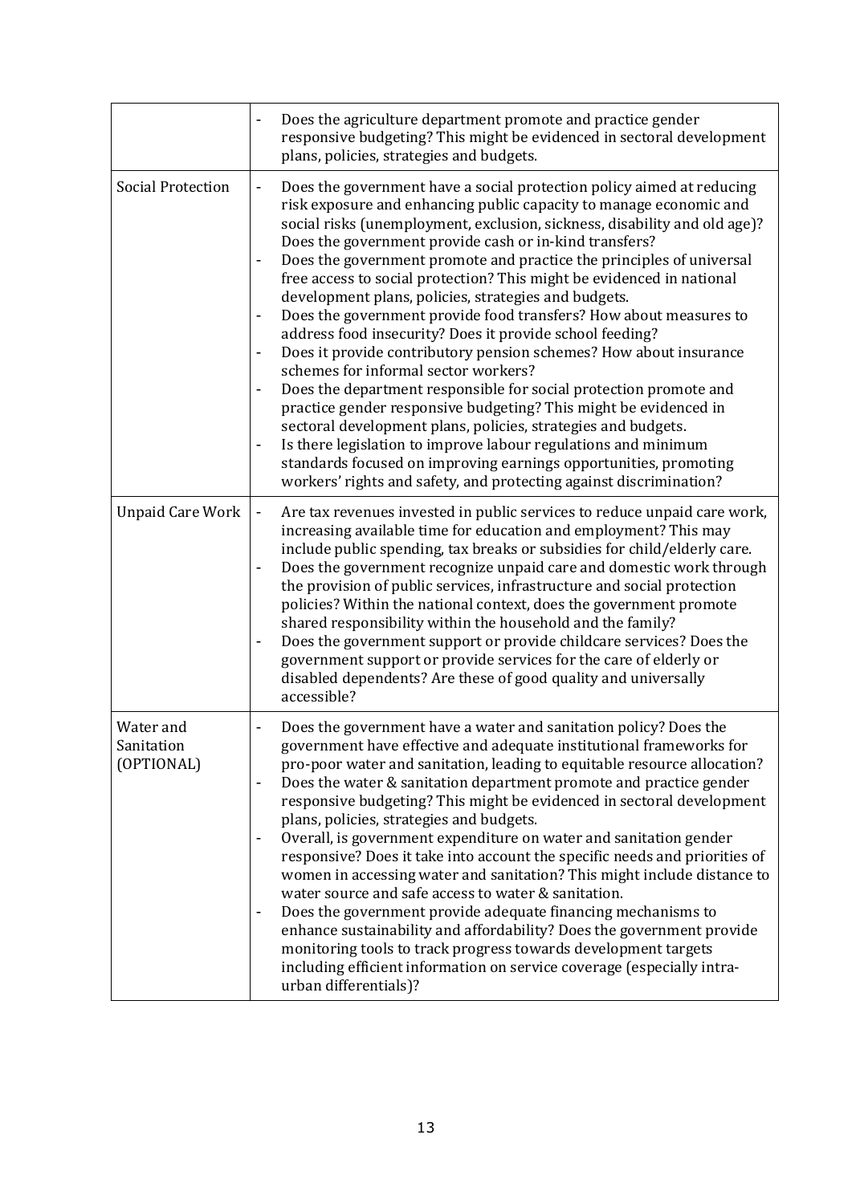| | |
|---|---|
| | - Does the agriculture department promote and practice gender responsive budgeting? This might be evidenced in sectoral development plans, policies, strategies and budgets. |
| Social Protection | - Does the government have a social protection policy aimed at reducing risk exposure and enhancing public capacity to manage economic and social risks (unemployment, exclusion, sickness, disability and old age)? Does the government provide cash or in-kind transfers?<br>- Does the government promote and practice the principles of universal free access to social protection? This might be evidenced in national development plans, policies, strategies and budgets.<br>- Does the government provide food transfers? How about measures to address food insecurity? Does it provide school feeding?<br>- Does it provide contributory pension schemes? How about insurance schemes for informal sector workers?<br>- Does the department responsible for social protection promote and practice gender responsive budgeting? This might be evidenced in sectoral development plans, policies, strategies and budgets.<br>- Is there legislation to improve labour regulations and minimum standards focused on improving earnings opportunities, promoting workers' rights and safety, and protecting against discrimination? |
| Unpaid Care Work | - Are tax revenues invested in public services to reduce unpaid care work, increasing available time for education and employment? This may include public spending, tax breaks or subsidies for child/elderly care.<br>- Does the government recognize unpaid care and domestic work through the provision of public services, infrastructure and social protection policies? Within the national context, does the government promote shared responsibility within the household and the family?<br>- Does the government support or provide childcare services? Does the government support or provide services for the care of elderly or disabled dependents? Are these of good quality and universally accessible? |
| Water and Sanitation (OPTIONAL) | - Does the government have a water and sanitation policy? Does the government have effective and adequate institutional frameworks for pro-poor water and sanitation, leading to equitable resource allocation?<br>- Does the water & sanitation department promote and practice gender responsive budgeting? This might be evidenced in sectoral development plans, policies, strategies and budgets.<br>- Overall, is government expenditure on water and sanitation gender responsive? Does it take into account the specific needs and priorities of women in accessing water and sanitation? This might include distance to water source and safe access to water & sanitation.<br>- Does the government provide adequate financing mechanisms to enhance sustainability and affordability? Does the government provide monitoring tools to track progress towards development targets including efficient information on service coverage (especially intra-urban differentials)? |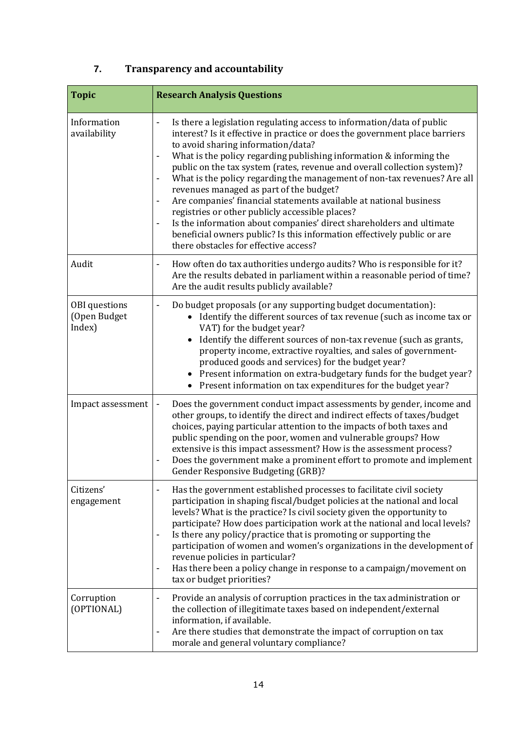## 7. Transparency and accountability

| Topic | Research Analysis Questions |
| --- | --- |
| Information availability | - Is there a legislation regulating access to information/data of public interest? Is it effective in practice or does the government place barriers to avoid sharing information/data?<br>- What is the policy regarding publishing information & informing the public on the tax system (rates, revenue and overall collection system)?<br>- What is the policy regarding the management of non-tax revenues? Are all revenues managed as part of the budget?<br>- Are companies' financial statements available at national business registries or other publicly accessible places?<br>- Is the information about companies' direct shareholders and ultimate beneficial owners public? Is this information effectively public or are there obstacles for effective access? |
| Audit | - How often do tax authorities undergo audits? Who is responsible for it? Are the results debated in parliament within a reasonable period of time? Are the audit results publicly available? |
| OBI questions (Open Budget Index) | - Do budget proposals (or any supporting budget documentation):<br>• Identify the different sources of tax revenue (such as income tax or VAT) for the budget year?<br>• Identify the different sources of non-tax revenue (such as grants, property income, extractive royalties, and sales of government-produced goods and services) for the budget year?<br>• Present information on extra-budgetary funds for the budget year?<br>• Present information on tax expenditures for the budget year? |
| Impact assessment | - Does the government conduct impact assessments by gender, income and other groups, to identify the direct and indirect effects of taxes/budget choices, paying particular attention to the impacts of both taxes and public spending on the poor, women and vulnerable groups? How extensive is this impact assessment? How is the assessment process?<br>- Does the government make a prominent effort to promote and implement Gender Responsive Budgeting (GRB)? |
| Citizens' engagement | - Has the government established processes to facilitate civil society participation in shaping fiscal/budget policies at the national and local levels? What is the practice? Is civil society given the opportunity to participate? How does participation work at the national and local levels?<br>- Is there any policy/practice that is promoting or supporting the participation of women and women's organizations in the development of revenue policies in particular?<br>- Has there been a policy change in response to a campaign/movement on tax or budget priorities? |
| Corruption (OPTIONAL) | - Provide an analysis of corruption practices in the tax administration or the collection of illegitimate taxes based on independent/external information, if available.<br>- Are there studies that demonstrate the impact of corruption on tax morale and general voluntary compliance? |